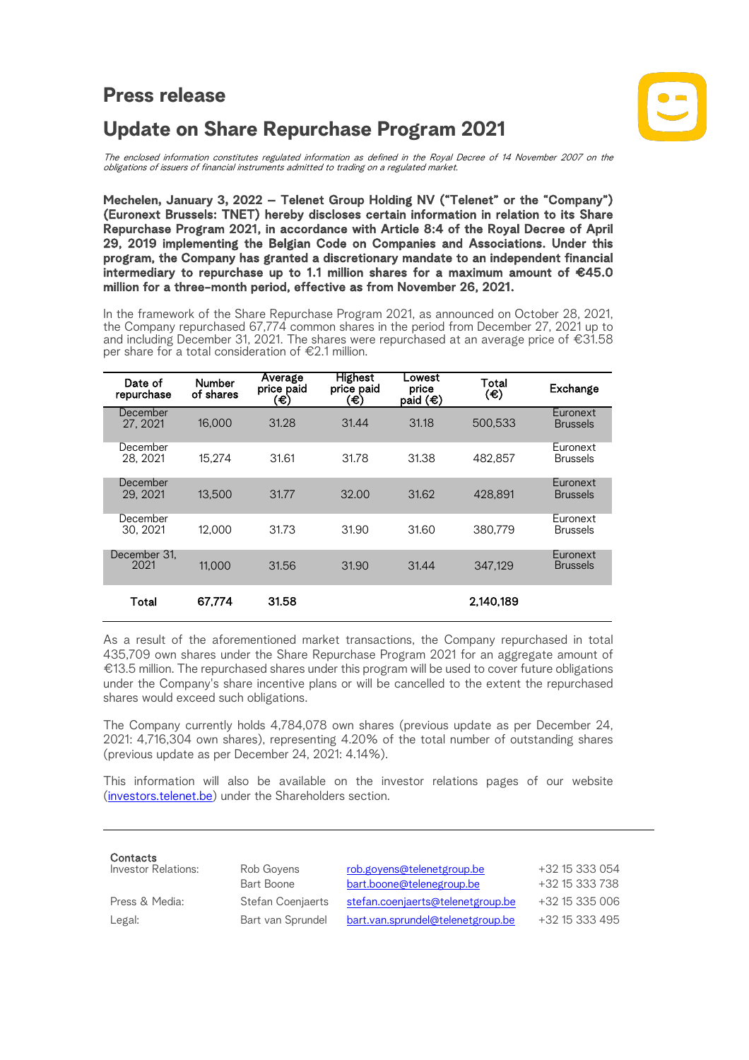# Press release

## Update on Share Repurchase Program 2021

*The enclosed information constitutes regulated information as defined in the Royal Decree of 14 November 2007 on the obligations of issuers of financial instruments admitted to trading on a regulated market.*

**Mechelen, January 3, 2022 – Telenet Group Holding NV ("Telenet" or the "Company") (Euronext Brussels: TNET) hereby discloses certain information in relation to its Share Repurchase Program 2021, in accordance with Article 8:4 of the Royal Decree of April 29, 2019 implementing the Belgian Code on Companies and Associations. Under this program, the Company has granted a discretionary mandate to an independent financial intermediary to repurchase up to 1.1 million shares for a maximum amount of €45.0 million for a three-month period, effective as from November 26, 2021.**

In the framework of the Share Repurchase Program 2021, as announced on October 28, 2021, the Company repurchased 67,774 common shares in the period from December 27, 2021 up to and including December 31, 2021. The shares were repurchased at an average price of €31.58 per share for a total consideration of €2.1 million.

| Date of repurchase | Number of shares | Average price paid (€) | Highest price paid (€) | Lowest price paid (€) | Total (€) | Exchange |
|---|---|---|---|---|---|---|
| December 27, 2021 | 16,000 | 31.28 | 31.44 | 31.18 | 500,533 | Euronext Brussels |
| December 28, 2021 | 15,274 | 31.61 | 31.78 | 31.38 | 482,857 | Euronext Brussels |
| December 29, 2021 | 13,500 | 31.77 | 32.00 | 31.62 | 428,891 | Euronext Brussels |
| December 30, 2021 | 12,000 | 31.73 | 31.90 | 31.60 | 380,779 | Euronext Brussels |
| December 31, 2021 | 11,000 | 31.56 | 31.90 | 31.44 | 347,129 | Euronext Brussels |
| **Total** | **67,774** | **31.58** | | | **2,140,189** | |

As a result of the aforementioned market transactions, the Company repurchased in total 435,709 own shares under the Share Repurchase Program 2021 for an aggregate amount of €13.5 million. The repurchased shares under this program will be used to cover future obligations under the Company's share incentive plans or will be cancelled to the extent the repurchased shares would exceed such obligations.

The Company currently holds 4,784,078 own shares (previous update as per December 24, 2021: 4,716,304 own shares), representing 4.20% of the total number of outstanding shares (previous update as per December 24, 2021: 4.14%).

This information will also be available on the investor relations pages of our website (investors.telenet.be) under the Shareholders section.

---

**Contacts**

| | | | |
|---|---|---|---|
| Investor Relations: | Rob Goyens | rob.goyens@telenetgroup.be | +32 15 333 054 |
| | Bart Boone | bart.boone@telenegroup.be | +32 15 333 738 |
| Press & Media: | Stefan Coenjaerts | stefan.coenjaerts@telenetgroup.be | +32 15 335 006 |
| Legal: | Bart van Sprundel | bart.van.sprundel@telenetgroup.be | +32 15 333 495 |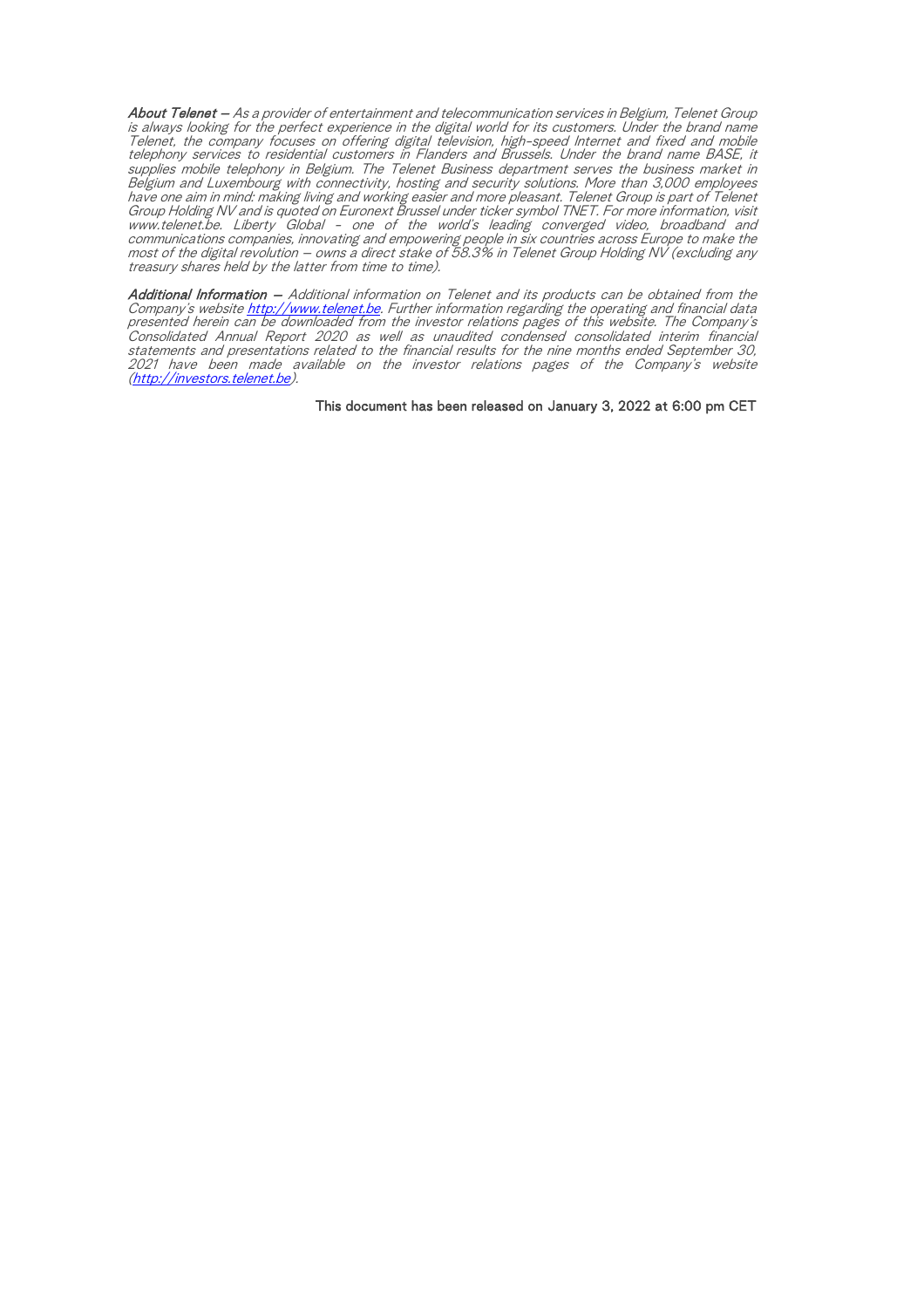***About Telenet*** *– As a provider of entertainment and telecommunication services in Belgium, Telenet Group is always looking for the perfect experience in the digital world for its customers. Under the brand name Telenet, the company focuses on offering digital television, high-speed Internet and fixed and mobile telephony services to residential customers in Flanders and Brussels. Under the brand name BASE, it supplies mobile telephony in Belgium. The Telenet Business department serves the business market in Belgium and Luxembourg with connectivity, hosting and security solutions. More than 3,000 employees have one aim in mind: making living and working easier and more pleasant. Telenet Group is part of Telenet Group Holding NV and is quoted on Euronext Brussel under ticker symbol TNET. For more information, visit www.telenet.be. Liberty Global - one of the world's leading converged video, broadband and communications companies, innovating and empowering people in six countries across Europe to make the most of the digital revolution – owns a direct stake of 58.3% in Telenet Group Holding NV (excluding any treasury shares held by the latter from time to time).*

***Additional Information*** *– Additional information on Telenet and its products can be obtained from the Company's website [http://www.telenet.be](http://www.telenet.be). Further information regarding the operating and financial data presented herein can be downloaded from the investor relations pages of this website. The Company's Consolidated Annual Report 2020 as well as unaudited condensed consolidated interim financial statements and presentations related to the financial results for the nine months ended September 30, 2021 have been made available on the investor relations pages of the Company's website ([http://investors.telenet.be](http://investors.telenet.be)).*

This document has been released on January 3, 2022 at 6:00 pm CET